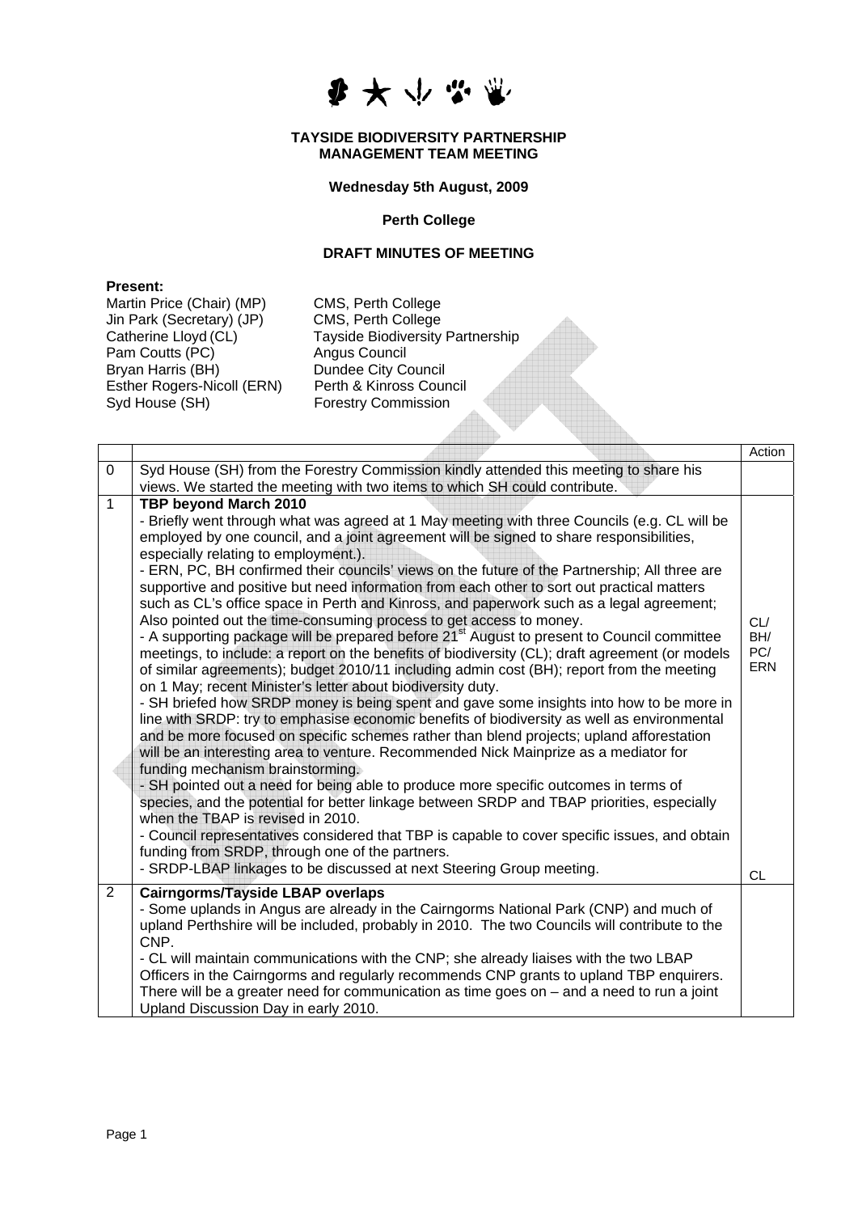**TAYSIDE BIODIVERSITY PARTNERSHIP**
**MANAGEMENT TEAM MEETING**

**Wednesday 5th August, 2009**

**Perth College**

**DRAFT MINUTES OF MEETING**

**Present:**

| | |
|---|---|
| Martin Price (Chair) (MP) | CMS, Perth College |
| Jin Park (Secretary) (JP) | CMS, Perth College |
| Catherine Lloyd (CL) | Tayside Biodiversity Partnership |
| Pam Coutts (PC) | Angus Council |
| Bryan Harris (BH) | Dundee City Council |
| Esther Rogers-Nicoll (ERN) | Perth & Kinross Council |
| Syd House (SH) | Forestry Commission |

| | | Action |
|---|---|---|
| 0 | Syd House (SH) from the Forestry Commission kindly attended this meeting to share his views. We started the meeting with two items to which SH could contribute. | |
| 1 | **TBP beyond March 2010**<br>- Briefly went through what was agreed at 1 May meeting with three Councils (e.g. CL will be employed by one council, and a joint agreement will be signed to share responsibilities, especially relating to employment.).<br>- ERN, PC, BH confirmed their councils' views on the future of the Partnership; All three are supportive and positive but need information from each other to sort out practical matters such as CL's office space in Perth and Kinross, and paperwork such as a legal agreement; Also pointed out the time-consuming process to get access to money.<br>- A supporting package will be prepared before 21st August to present to Council committee meetings, to include: a report on the benefits of biodiversity (CL); draft agreement (or models of similar agreements); budget 2010/11 including admin cost (BH); report from the meeting on 1 May; recent Minister's letter about biodiversity duty.<br>- SH briefed how SRDP money is being spent and gave some insights into how to be more in line with SRDP: try to emphasise economic benefits of biodiversity as well as environmental and be more focused on specific schemes rather than blend projects; upland afforestation will be an interesting area to venture. Recommended Nick Mainprize as a mediator for funding mechanism brainstorming.<br>- SH pointed out a need for being able to produce more specific outcomes in terms of species, and the potential for better linkage between SRDP and TBAP priorities, especially when the TBAP is revised in 2010.<br>- Council representatives considered that TBP is capable to cover specific issues, and obtain funding from SRDP, through one of the partners.<br>- SRDP-LBAP linkages to be discussed at next Steering Group meeting. | CL/ BH/ PC/ ERN<br><br>CL |
| 2 | **Cairngorms/Tayside LBAP overlaps**<br>- Some uplands in Angus are already in the Cairngorms National Park (CNP) and much of upland Perthshire will be included, probably in 2010. The two Councils will contribute to the CNP.<br>- CL will maintain communications with the CNP; she already liaises with the two LBAP Officers in the Cairngorms and regularly recommends CNP grants to upland TBP enquirers. There will be a greater need for communication as time goes on – and a need to run a joint Upland Discussion Day in early 2010. | |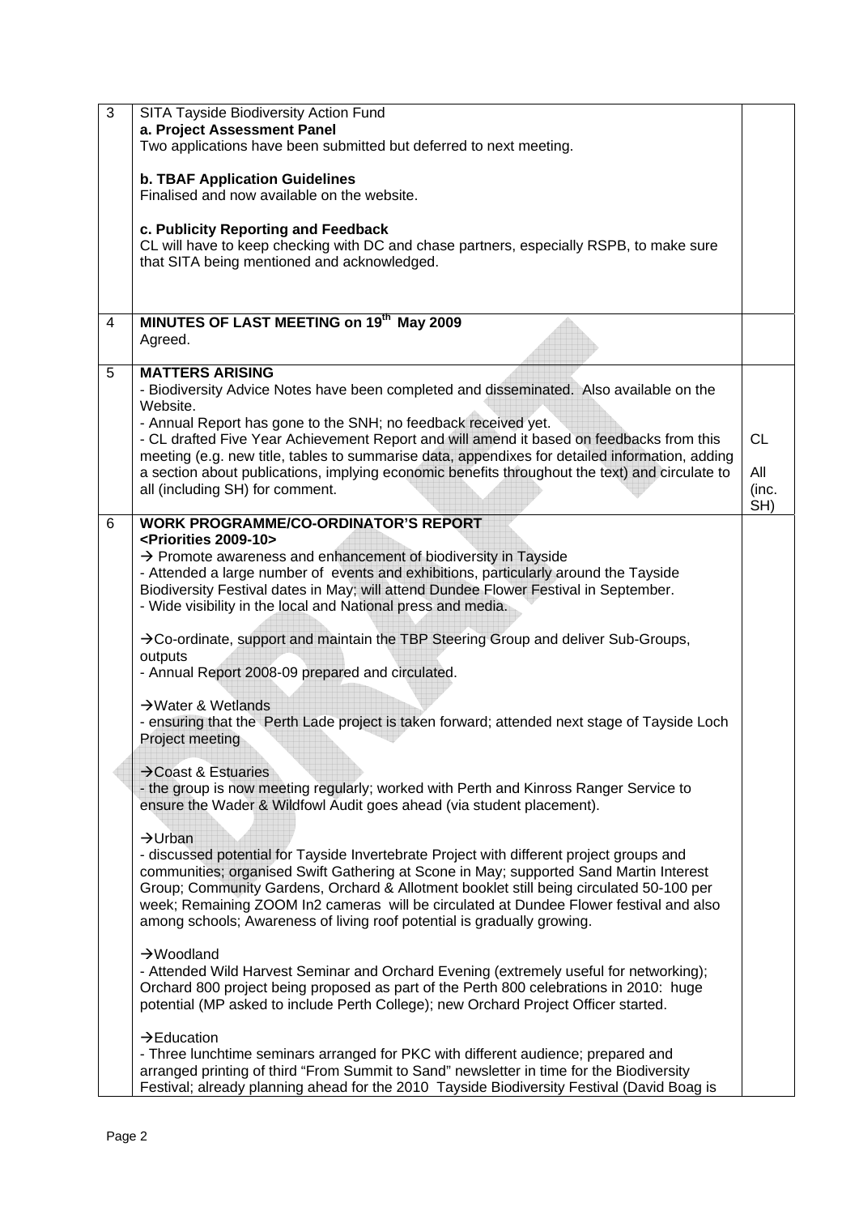| | | |
|---|---|---|
| 3 | SITA Tayside Biodiversity Action Fund<br>**a. Project Assessment Panel**<br>Two applications have been submitted but deferred to next meeting.<br><br>**b. TBAF Application Guidelines**<br>Finalised and now available on the website.<br><br>**c. Publicity Reporting and Feedback**<br>CL will have to keep checking with DC and chase partners, especially RSPB, to make sure that SITA being mentioned and acknowledged. | |
| 4 | **MINUTES OF LAST MEETING on 19th May 2009**<br>Agreed. | |
| 5 | **MATTERS ARISING**<br>- Biodiversity Advice Notes have been completed and disseminated. Also available on the Website.<br>- Annual Report has gone to the SNH; no feedback received yet.<br>- CL drafted Five Year Achievement Report and will amend it based on feedbacks from this meeting (e.g. new title, tables to summarise data, appendixes for detailed information, adding a section about publications, implying economic benefits throughout the text) and circulate to all (including SH) for comment. | CL<br><br>All (inc. SH) |
| 6 | **WORK PROGRAMME/CO-ORDINATOR'S REPORT**<br>**<Priorities 2009-10>**<br>→ Promote awareness and enhancement of biodiversity in Tayside<br>- Attended a large number of events and exhibitions, particularly around the Tayside Biodiversity Festival dates in May; will attend Dundee Flower Festival in September.<br>- Wide visibility in the local and National press and media.<br><br>→Co-ordinate, support and maintain the TBP Steering Group and deliver Sub-Groups, outputs<br>- Annual Report 2008-09 prepared and circulated.<br><br>→Water & Wetlands<br>- ensuring that the Perth Lade project is taken forward; attended next stage of Tayside Loch Project meeting<br><br>→Coast & Estuaries<br>- the group is now meeting regularly; worked with Perth and Kinross Ranger Service to ensure the Wader & Wildfowl Audit goes ahead (via student placement).<br><br>→Urban<br>- discussed potential for Tayside Invertebrate Project with different project groups and communities; organised Swift Gathering at Scone in May; supported Sand Martin Interest Group; Community Gardens, Orchard & Allotment booklet still being circulated 50-100 per week; Remaining ZOOM In2 cameras will be circulated at Dundee Flower festival and also among schools; Awareness of living roof potential is gradually growing.<br><br>→Woodland<br>- Attended Wild Harvest Seminar and Orchard Evening (extremely useful for networking); Orchard 800 project being proposed as part of the Perth 800 celebrations in 2010: huge potential (MP asked to include Perth College); new Orchard Project Officer started.<br><br>→Education<br>- Three lunchtime seminars arranged for PKC with different audience; prepared and arranged printing of third "From Summit to Sand" newsletter in time for the Biodiversity Festival; already planning ahead for the 2010 Tayside Biodiversity Festival (David Boag is | |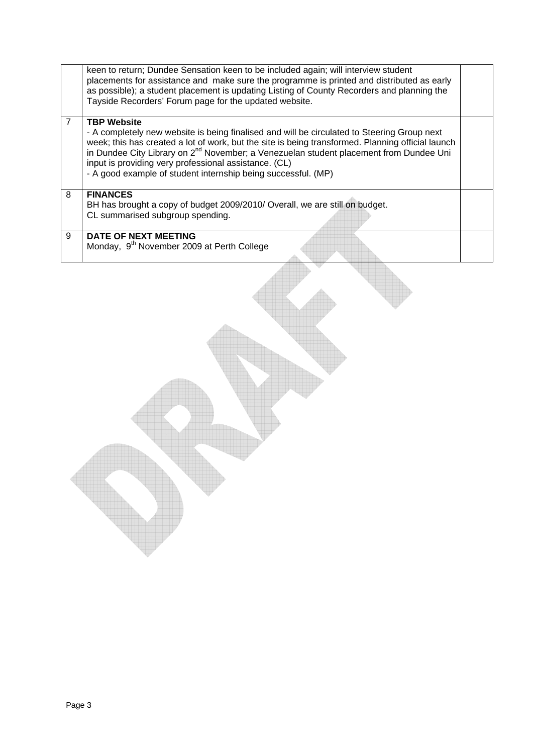| | | |
|---|---|---|
| | keen to return; Dundee Sensation keen to be included again; will interview student placements for assistance and make sure the programme is printed and distributed as early as possible); a student placement is updating Listing of County Recorders and planning the Tayside Recorders' Forum page for the updated website. | |
| 7 | **TBP Website**<br>- A completely new website is being finalised and will be circulated to Steering Group next week; this has created a lot of work, but the site is being transformed. Planning official launch in Dundee City Library on 2nd November; a Venezuelan student placement from Dundee Uni input is providing very professional assistance. (CL)<br>- A good example of student internship being successful. (MP) | |
| 8 | **FINANCES**<br>BH has brought a copy of budget 2009/2010/ Overall, we are still on budget.<br>CL summarised subgroup spending. | |
| 9 | **DATE OF NEXT MEETING**<br>Monday, 9th November 2009 at Perth College | |